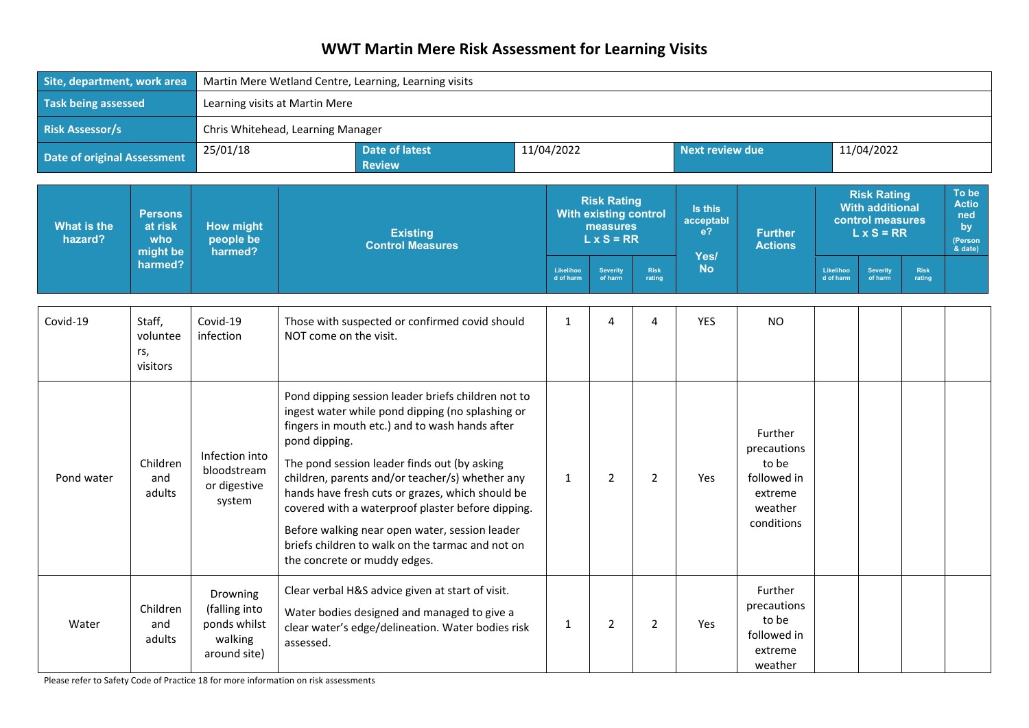# WWT Martin Mere Risk Assessment for Learning Visits

| Site, department, work area | Martin Mere Wetland Centre, Learning, Learning visits | | | | |
|---|---|---|---|---|---|
| Task being assessed | Learning visits at Martin Mere | | | | |
| Risk Assessor/s | Chris Whitehead, Learning Manager | | | | |
| Date of original Assessment | 25/01/18 | Date of latest Review | 11/04/2022 | Next review due | 11/04/2022 |

| What is the hazard? | Persons at risk who might be harmed? | How might people be harmed? | Existing Control Measures | Risk Rating With existing control measures L x S = RR | | | Is this acceptable? Yes/ No | Further Actions | Risk Rating With additional control measures L x S = RR | | | To be Actioned by (Person & date) |
|---|---|---|---|---|---|---|---|---|---|---|---|---|
| | | | | Likelihood of harm | Severity of harm | Risk rating | | | Likelihood of harm | Severity of harm | Risk rating | |
| Covid-19 | Staff, volunteers, visitors | Covid-19 infection | Those with suspected or confirmed covid should NOT come on the visit. | 1 | 4 | 4 | YES | NO | | | | |
| Pond water | Children and adults | Infection into bloodstream or digestive system | Pond dipping session leader briefs children not to ingest water while pond dipping (no splashing or fingers in mouth etc.) and to wash hands after pond dipping.<br>The pond session leader finds out (by asking children, parents and/or teacher/s) whether any hands have fresh cuts or grazes, which should be covered with a waterproof plaster before dipping.<br>Before walking near open water, session leader briefs children to walk on the tarmac and not on the concrete or muddy edges. | 1 | 2 | 2 | Yes | Further precautions to be followed in extreme weather conditions | | | | |
| Water | Children and adults | Drowning (falling into ponds whilst walking around site) | Clear verbal H&S advice given at start of visit.<br>Water bodies designed and managed to give a clear water's edge/delineation. Water bodies risk assessed. | 1 | 2 | 2 | Yes | Further precautions to be followed in extreme weather | | | | |

Please refer to Safety Code of Practice 18 for more information on risk assessments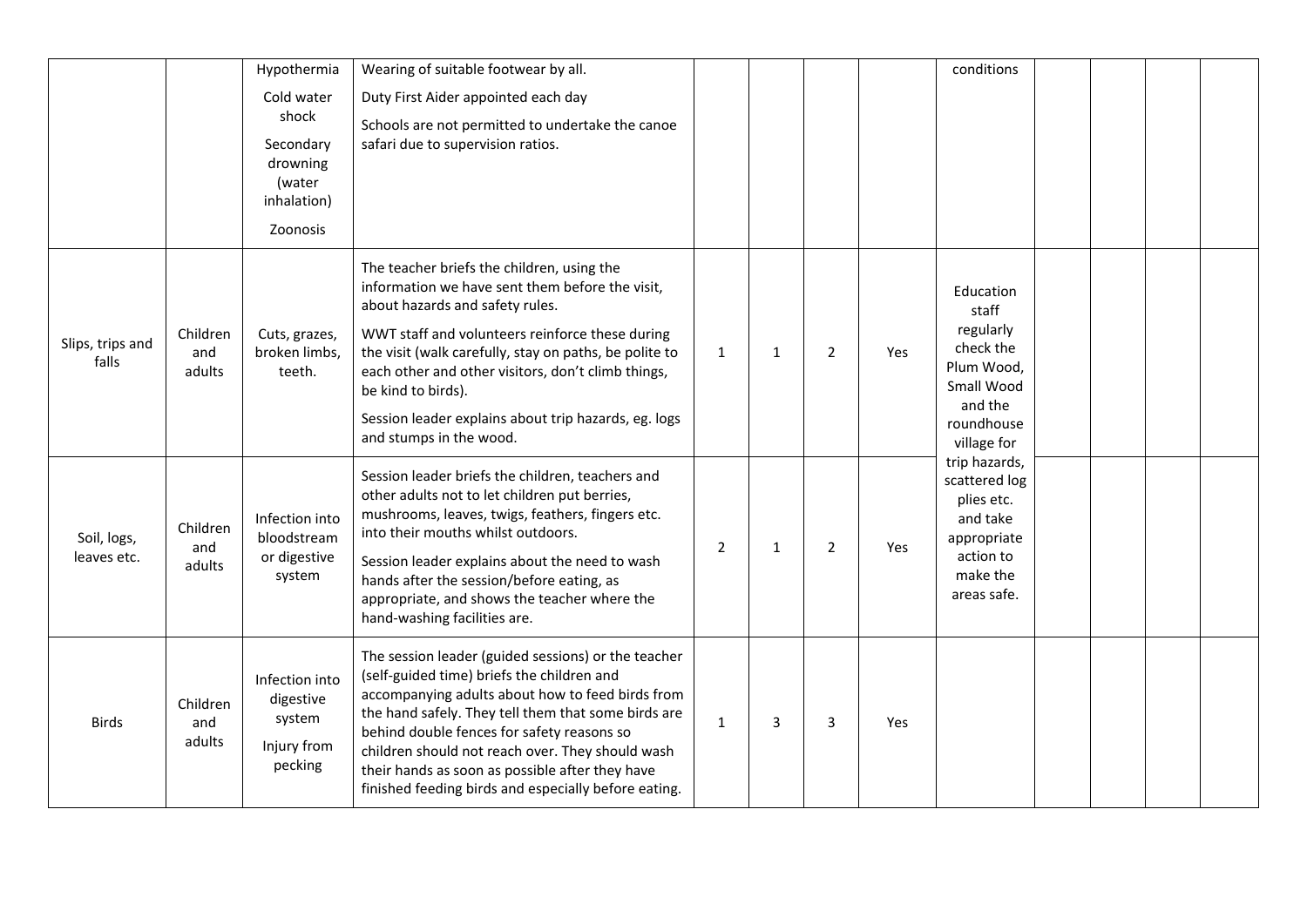|  |  |  |  |  |  |  |  |  |  |  |  |  |
|---|---|---|---|---|---|---|---|---|---|---|---|---|
|  |  | Hypothermia<br>Cold water shock<br>Secondary drowning (water inhalation)<br>Zoonosis | Wearing of suitable footwear by all.<br>Duty First Aider appointed each day<br>Schools are not permitted to undertake the canoe safari due to supervision ratios. |  |  |  |  | conditions |  |  |  |  |
| Slips, trips and falls | Children and adults | Cuts, grazes, broken limbs, teeth. | The teacher briefs the children, using the information we have sent them before the visit, about hazards and safety rules.<br>WWT staff and volunteers reinforce these during the visit (walk carefully, stay on paths, be polite to each other and other visitors, don't climb things, be kind to birds).<br>Session leader explains about trip hazards, eg. logs and stumps in the wood. | 1 | 1 | 2 | Yes | Education staff regularly check the Plum Wood, Small Wood and the roundhouse village for trip hazards, scattered log plies etc. and take appropriate action to make the areas safe. |  |  |  |  |
| Soil, logs, leaves etc. | Children and adults | Infection into bloodstream or digestive system | Session leader briefs the children, teachers and other adults not to let children put berries, mushrooms, leaves, twigs, feathers, fingers etc. into their mouths whilst outdoors.<br>Session leader explains about the need to wash hands after the session/before eating, as appropriate, and shows the teacher where the hand-washing facilities are. | 2 | 1 | 2 | Yes |  |  |  |  |  |
| Birds | Children and adults | Infection into digestive system<br>Injury from pecking | The session leader (guided sessions) or the teacher (self-guided time) briefs the children and accompanying adults about how to feed birds from the hand safely. They tell them that some birds are behind double fences for safety reasons so children should not reach over. They should wash their hands as soon as possible after they have finished feeding birds and especially before eating. | 1 | 3 | 3 | Yes |  |  |  |  |  |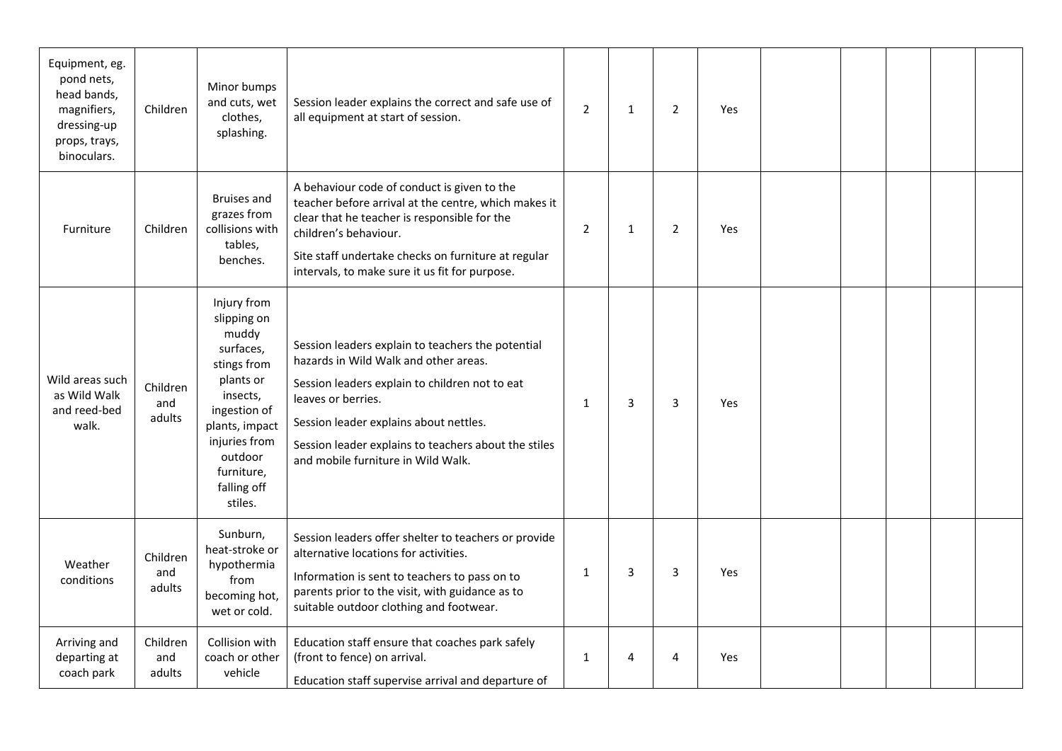| | | | | | | | | | | | | |
|---|---|---|---|---|---|---|---|---|---|---|---|---|
| Equipment, eg. pond nets, head bands, magnifiers, dressing-up props, trays, binoculars. | Children | Minor bumps and cuts, wet clothes, splashing. | Session leader explains the correct and safe use of all equipment at start of session. | 2 | 1 | 2 | Yes | | | | | |
| Furniture | Children | Bruises and grazes from collisions with tables, benches. | A behaviour code of conduct is given to the teacher before arrival at the centre, which makes it clear that he teacher is responsible for the children's behaviour.<br><br>Site staff undertake checks on furniture at regular intervals, to make sure it us fit for purpose. | 2 | 1 | 2 | Yes | | | | | |
| Wild areas such as Wild Walk and reed-bed walk. | Children and adults | Injury from slipping on muddy surfaces, stings from plants or insects, ingestion of plants, impact injuries from outdoor furniture, falling off stiles. | Session leaders explain to teachers the potential hazards in Wild Walk and other areas.<br><br>Session leaders explain to children not to eat leaves or berries.<br><br>Session leader explains about nettles.<br><br>Session leader explains to teachers about the stiles and mobile furniture in Wild Walk. | 1 | 3 | 3 | Yes | | | | | |
| Weather conditions | Children and adults | Sunburn, heat-stroke or hypothermia from becoming hot, wet or cold. | Session leaders offer shelter to teachers or provide alternative locations for activities.<br><br>Information is sent to teachers to pass on to parents prior to the visit, with guidance as to suitable outdoor clothing and footwear. | 1 | 3 | 3 | Yes | | | | | |
| Arriving and departing at coach park | Children and adults | Collision with coach or other vehicle | Education staff ensure that coaches park safely (front to fence) on arrival.<br><br>Education staff supervise arrival and departure of | 1 | 4 | 4 | Yes | | | | | |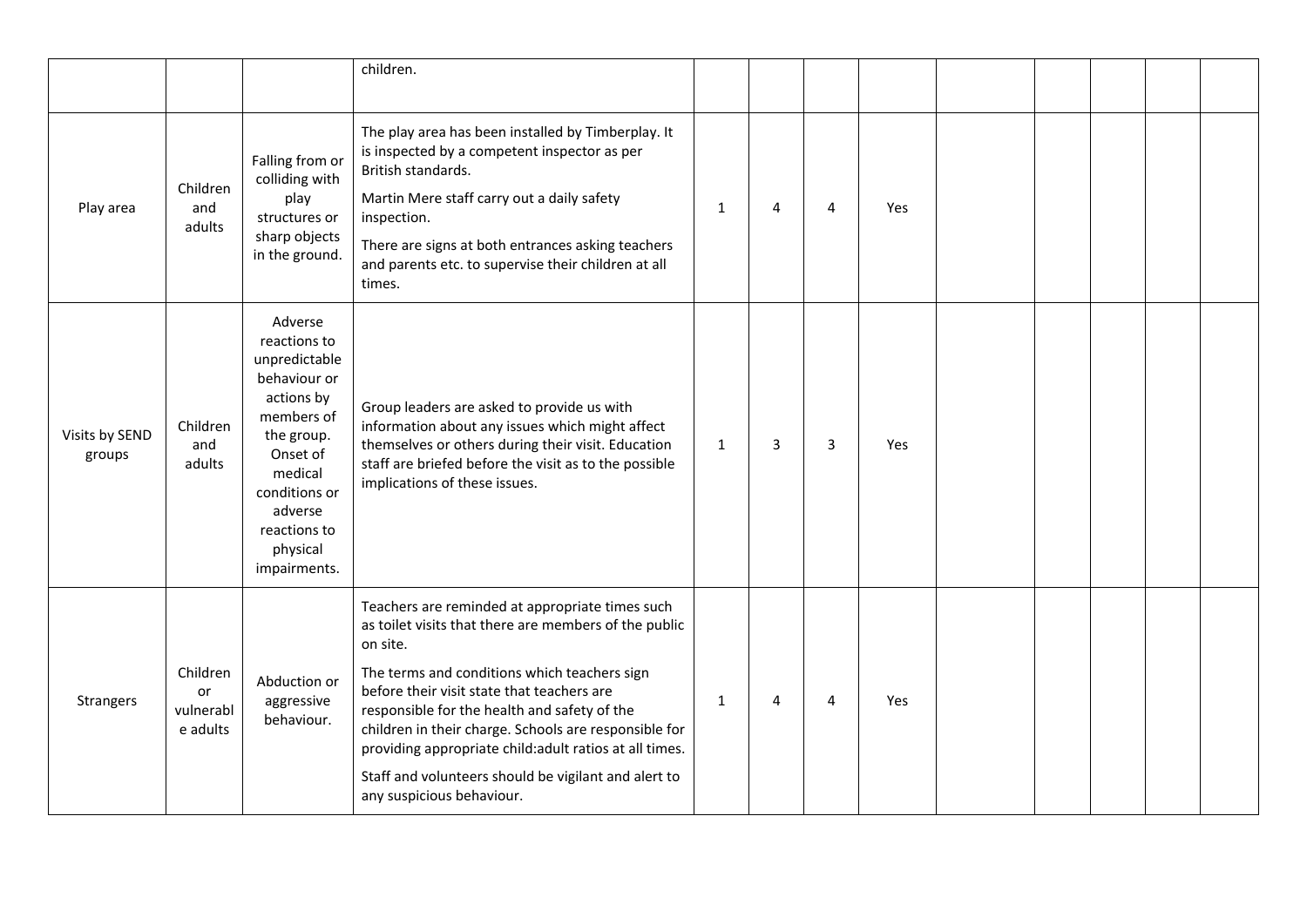| | | | | | | | | | | | | |
|---|---|---|---|---|---|---|---|---|---|---|---|---|
| | | | children. | | | | | | | | | |
| Play area | Children and adults | Falling from or colliding with play structures or sharp objects in the ground. | The play area has been installed by Timberplay. It is inspected by a competent inspector as per British standards.<br><br>Martin Mere staff carry out a daily safety inspection.<br><br>There are signs at both entrances asking teachers and parents etc. to supervise their children at all times. | 1 | 4 | 4 | Yes | | | | | |
| Visits by SEND groups | Children and adults | Adverse reactions to unpredictable behaviour or actions by members of the group. Onset of medical conditions or adverse reactions to physical impairments. | Group leaders are asked to provide us with information about any issues which might affect themselves or others during their visit. Education staff are briefed before the visit as to the possible implications of these issues. | 1 | 3 | 3 | Yes | | | | | |
| Strangers | Children or vulnerable adults | Abduction or aggressive behaviour. | Teachers are reminded at appropriate times such as toilet visits that there are members of the public on site.<br><br>The terms and conditions which teachers sign before their visit state that teachers are responsible for the health and safety of the children in their charge. Schools are responsible for providing appropriate child:adult ratios at all times.<br><br>Staff and volunteers should be vigilant and alert to any suspicious behaviour. | 1 | 4 | 4 | Yes | | | | | |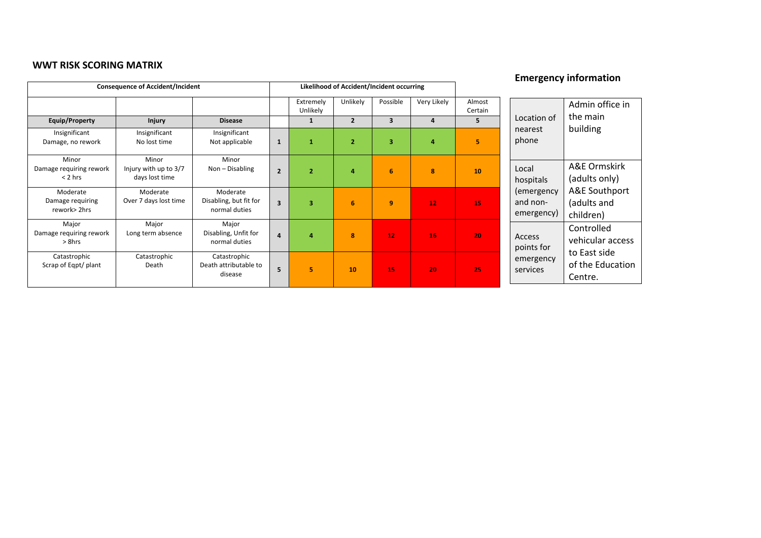## WWT RISK SCORING MATRIX

| Consequence of Accident/Incident | | | | Likelihood of Accident/Incident occurring | | | | |
|---|---|---|---|---|---|---|---|---|
| | | | | Extremely Unlikely | Unlikely | Possible | Very Likely | Almost Certain |
| **Equip/Property** | **Injury** | **Disease** | | **1** | **2** | **3** | **4** | **5** |
| Insignificant Damage, no rework | Insignificant No lost time | Insignificant Not applicable | **1** | **1** | **2** | **3** | **4** | **5** |
| Minor Damage requiring rework < 2 hrs | Minor Injury with up to 3/7 days lost time | Minor Non – Disabling | **2** | **2** | **4** | **6** | **8** | **10** |
| Moderate Damage requiring rework> 2hrs | Moderate Over 7 days lost time | Moderate Disabling, but fit for normal duties | **3** | **3** | **6** | **9** | **12** | **15** |
| Major Damage requiring rework > 8hrs | Major Long term absence | Major Disabling, Unfit for normal duties | **4** | **4** | **8** | **12** | **16** | **20** |
| Catastrophic Scrap of Eqpt/ plant | Catastrophic Death | Catastrophic Death attributable to disease | **5** | **5** | **10** | **15** | **20** | **25** |

## Emergency information

| | |
|---|---|
| Location of nearest phone | Admin office in the main building |
| Local hospitals (emergency and non-emergency) | A&E Ormskirk (adults only) A&E Southport (adults and children) |
| Access points for emergency services | Controlled vehicular access to East side of the Education Centre. |